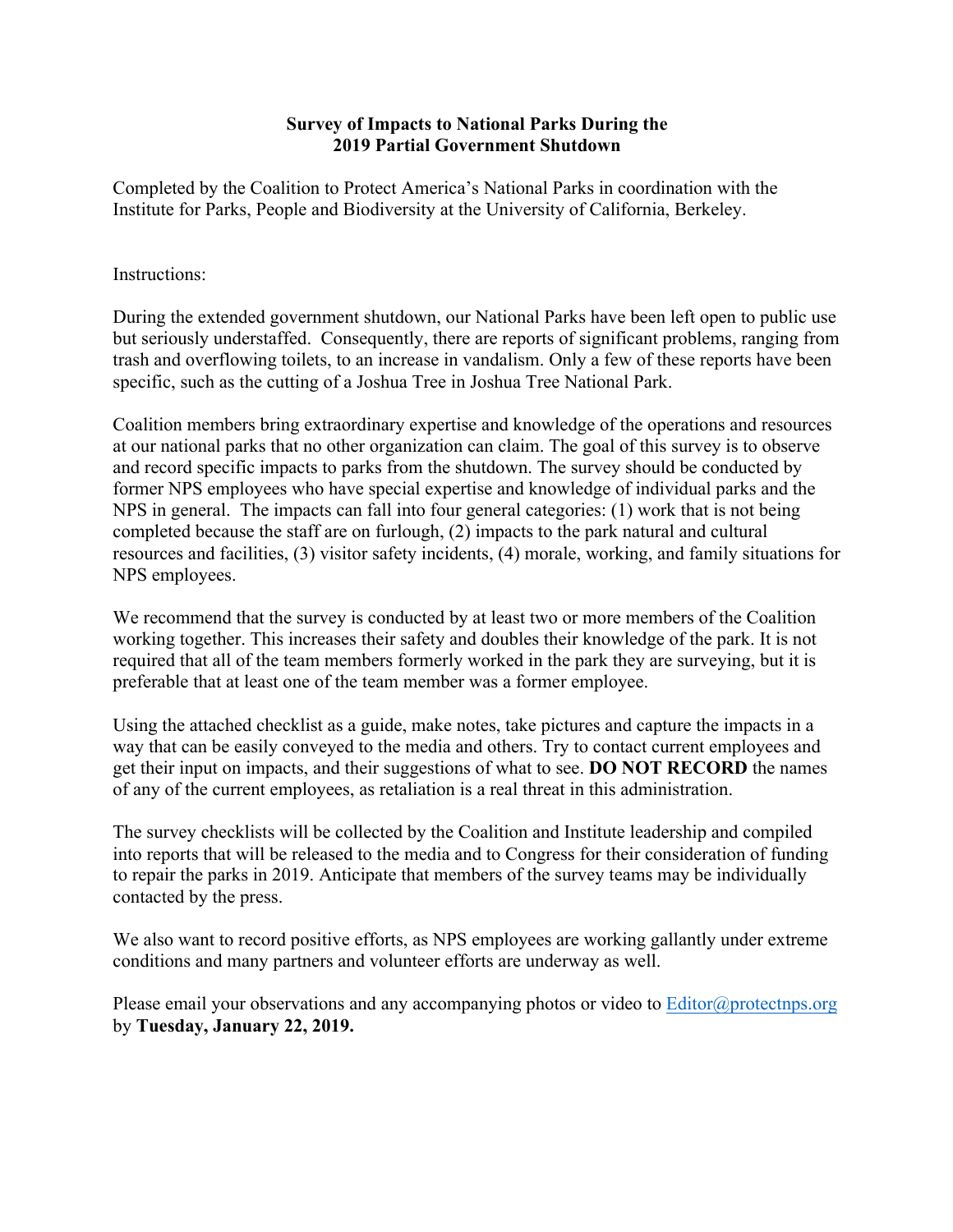# Survey of Impacts to National Parks During the 2019 Partial Government Shutdown

Completed by the Coalition to Protect America's National Parks in coordination with the Institute for Parks, People and Biodiversity at the University of California, Berkeley.

Instructions:

During the extended government shutdown, our National Parks have been left open to public use but seriously understaffed. Consequently, there are reports of significant problems, ranging from trash and overflowing toilets, to an increase in vandalism. Only a few of these reports have been specific, such as the cutting of a Joshua Tree in Joshua Tree National Park.

Coalition members bring extraordinary expertise and knowledge of the operations and resources at our national parks that no other organization can claim. The goal of this survey is to observe and record specific impacts to parks from the shutdown. The survey should be conducted by former NPS employees who have special expertise and knowledge of individual parks and the NPS in general. The impacts can fall into four general categories: (1) work that is not being completed because the staff are on furlough, (2) impacts to the park natural and cultural resources and facilities, (3) visitor safety incidents, (4) morale, working, and family situations for NPS employees.

We recommend that the survey is conducted by at least two or more members of the Coalition working together. This increases their safety and doubles their knowledge of the park. It is not required that all of the team members formerly worked in the park they are surveying, but it is preferable that at least one of the team member was a former employee.

Using the attached checklist as a guide, make notes, take pictures and capture the impacts in a way that can be easily conveyed to the media and others. Try to contact current employees and get their input on impacts, and their suggestions of what to see. **DO NOT RECORD** the names of any of the current employees, as retaliation is a real threat in this administration.

The survey checklists will be collected by the Coalition and Institute leadership and compiled into reports that will be released to the media and to Congress for their consideration of funding to repair the parks in 2019. Anticipate that members of the survey teams may be individually contacted by the press.

We also want to record positive efforts, as NPS employees are working gallantly under extreme conditions and many partners and volunteer efforts are underway as well.

Please email your observations and any accompanying photos or video to [Editor@protectnps.org](mailto:Editor@protectnps.org) by **Tuesday, January 22, 2019.**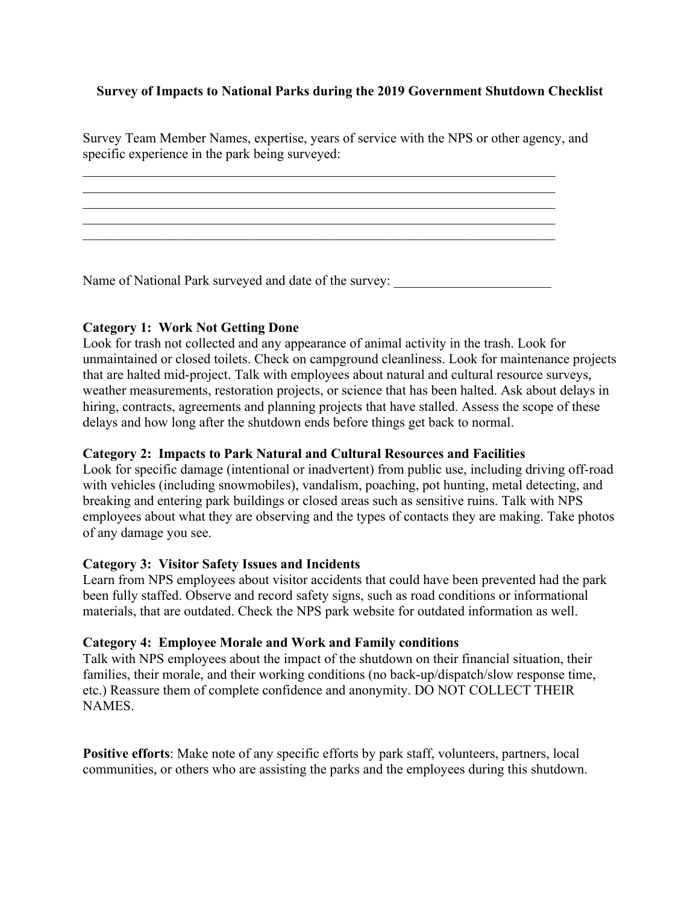**Survey of Impacts to National Parks during the 2019 Government Shutdown Checklist**

Survey Team Member Names, expertise, years of service with the NPS or other agency, and specific experience in the park being surveyed:

\_\_\_\_\_\_\_\_\_\_\_\_\_\_\_\_\_\_\_\_\_\_\_\_\_\_\_\_\_\_\_\_\_\_\_\_\_\_\_\_\_\_\_\_\_\_\_\_\_\_\_\_\_\_\_\_\_\_\_\_\_\_\_\_\_\_\_\_\_\_
\_\_\_\_\_\_\_\_\_\_\_\_\_\_\_\_\_\_\_\_\_\_\_\_\_\_\_\_\_\_\_\_\_\_\_\_\_\_\_\_\_\_\_\_\_\_\_\_\_\_\_\_\_\_\_\_\_\_\_\_\_\_\_\_\_\_\_\_\_\_
\_\_\_\_\_\_\_\_\_\_\_\_\_\_\_\_\_\_\_\_\_\_\_\_\_\_\_\_\_\_\_\_\_\_\_\_\_\_\_\_\_\_\_\_\_\_\_\_\_\_\_\_\_\_\_\_\_\_\_\_\_\_\_\_\_\_\_\_\_\_
\_\_\_\_\_\_\_\_\_\_\_\_\_\_\_\_\_\_\_\_\_\_\_\_\_\_\_\_\_\_\_\_\_\_\_\_\_\_\_\_\_\_\_\_\_\_\_\_\_\_\_\_\_\_\_\_\_\_\_\_\_\_\_\_\_\_\_\_\_\_
\_\_\_\_\_\_\_\_\_\_\_\_\_\_\_\_\_\_\_\_\_\_\_\_\_\_\_\_\_\_\_\_\_\_\_\_\_\_\_\_\_\_\_\_\_\_\_\_\_\_\_\_\_\_\_\_\_\_\_\_\_\_\_\_\_\_\_\_\_\_

Name of National Park surveyed and date of the survey: \_\_\_\_\_\_\_\_\_\_\_\_\_\_\_\_\_\_\_\_\_\_\_

**Category 1: Work Not Getting Done**
Look for trash not collected and any appearance of animal activity in the trash. Look for unmaintained or closed toilets. Check on campground cleanliness. Look for maintenance projects that are halted mid-project. Talk with employees about natural and cultural resource surveys, weather measurements, restoration projects, or science that has been halted. Ask about delays in hiring, contracts, agreements and planning projects that have stalled. Assess the scope of these delays and how long after the shutdown ends before things get back to normal.

**Category 2: Impacts to Park Natural and Cultural Resources and Facilities**
Look for specific damage (intentional or inadvertent) from public use, including driving off-road with vehicles (including snowmobiles), vandalism, poaching, pot hunting, metal detecting, and breaking and entering park buildings or closed areas such as sensitive ruins. Talk with NPS employees about what they are observing and the types of contacts they are making. Take photos of any damage you see.

**Category 3: Visitor Safety Issues and Incidents**
Learn from NPS employees about visitor accidents that could have been prevented had the park been fully staffed. Observe and record safety signs, such as road conditions or informational materials, that are outdated. Check the NPS park website for outdated information as well.

**Category 4: Employee Morale and Work and Family conditions**
Talk with NPS employees about the impact of the shutdown on their financial situation, their families, their morale, and their working conditions (no back-up/dispatch/slow response time, etc.) Reassure them of complete confidence and anonymity. DO NOT COLLECT THEIR NAMES.

**Positive efforts**: Make note of any specific efforts by park staff, volunteers, partners, local communities, or others who are assisting the parks and the employees during this shutdown.